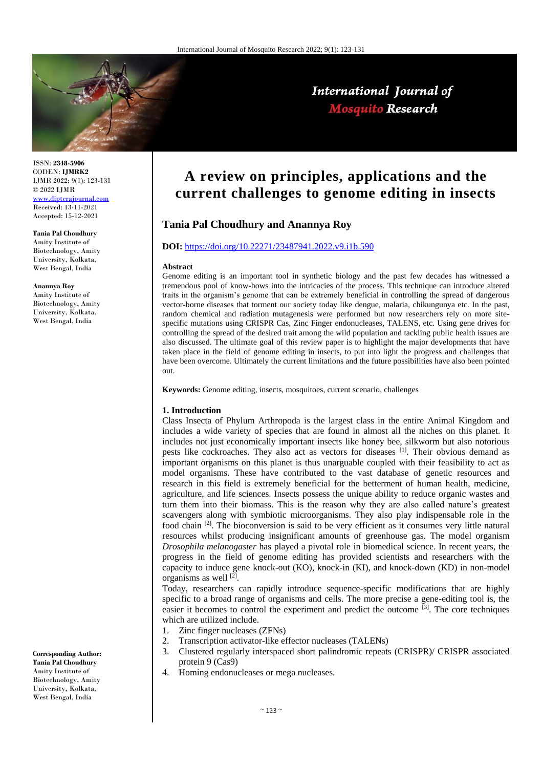# A review on principles, applications and the current challenges to genome editing in insects

**Tania Pal Choudhury and Anannya Roy**

**DOI:** https://doi.org/10.22271/23487941.2022.v9.i1b.590

ISSN: **2348-5906**
CODEN: **IJMRK2**
IJMR 2022; 9(1): 123-131
© 2022 IJMR
www.dipterajournal.com
Received: 13-11-2021
Accepted: 15-12-2021

**Tania Pal Choudhury**
Amity Institute of Biotechnology, Amity University, Kolkata, West Bengal, India

**Anannya Roy**
Amity Institute of Biotechnology, Amity University, Kolkata, West Bengal, India

**Corresponding Author:**
**Tania Pal Choudhury**
Amity Institute of Biotechnology, Amity University, Kolkata, West Bengal, India

### Abstract

Genome editing is an important tool in synthetic biology and the past few decades has witnessed a tremendous pool of know-hows into the intricacies of the process. This technique can introduce altered traits in the organism's genome that can be extremely beneficial in controlling the spread of dangerous vector-borne diseases that torment our society today like dengue, malaria, chikungunya etc. In the past, random chemical and radiation mutagenesis were performed but now researchers rely on more site-specific mutations using CRISPR Cas, Zinc Finger endonucleases, TALENS, etc. Using gene drives for controlling the spread of the desired trait among the wild population and tackling public health issues are also discussed. The ultimate goal of this review paper is to highlight the major developments that have taken place in the field of genome editing in insects, to put into light the progress and challenges that have been overcome. Ultimately the current limitations and the future possibilities have also been pointed out.

**Keywords:** Genome editing, insects, mosquitoes, current scenario, challenges

## 1. Introduction

Class Insecta of Phylum Arthropoda is the largest class in the entire Animal Kingdom and includes a wide variety of species that are found in almost all the niches on this planet. It includes not just economically important insects like honey bee, silkworm but also notorious pests like cockroaches. They also act as vectors for diseases [1]. Their obvious demand as important organisms on this planet is thus unarguable coupled with their feasibility to act as model organisms. These have contributed to the vast database of genetic resources and research in this field is extremely beneficial for the betterment of human health, medicine, agriculture, and life sciences. Insects possess the unique ability to reduce organic wastes and turn them into their biomass. This is the reason why they are also called nature's greatest scavengers along with symbiotic microorganisms. They also play indispensable role in the food chain [2]. The bioconversion is said to be very efficient as it consumes very little natural resources whilst producing insignificant amounts of greenhouse gas. The model organism *Drosophila melanogaster* has played a pivotal role in biomedical science. In recent years, the progress in the field of genome editing has provided scientists and researchers with the capacity to induce gene knock-out (KO), knock-in (KI), and knock-down (KD) in non-model organisms as well [2].

Today, researchers can rapidly introduce sequence-specific modifications that are highly specific to a broad range of organisms and cells. The more precise a gene-editing tool is, the easier it becomes to control the experiment and predict the outcome [3]. The core techniques which are utilized include.

1. Zinc finger nucleases (ZFNs)
2. Transcription activator-like effector nucleases (TALENs)
3. Clustered regularly interspaced short palindromic repeats (CRISPR)/ CRISPR associated protein 9 (Cas9)
4. Homing endonucleases or mega nucleases.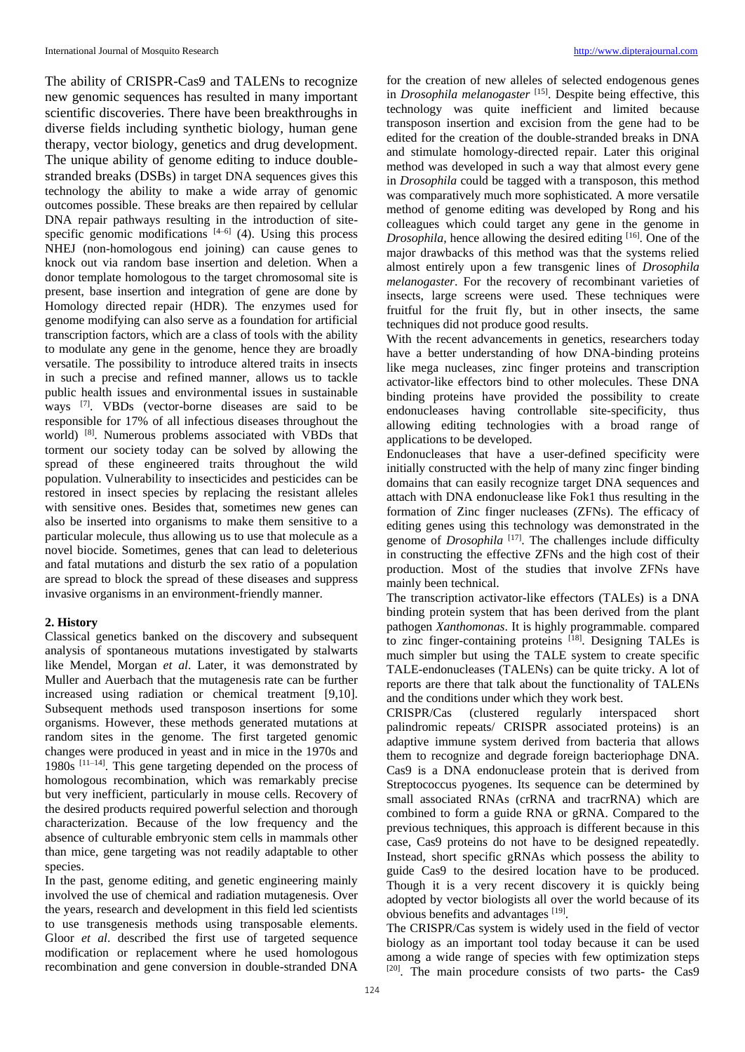The ability of CRISPR-Cas9 and TALENs to recognize new genomic sequences has resulted in many important scientific discoveries. There have been breakthroughs in diverse fields including synthetic biology, human gene therapy, vector biology, genetics and drug development. The unique ability of genome editing to induce double-stranded breaks (DSBs) in target DNA sequences gives this technology the ability to make a wide array of genomic outcomes possible. These breaks are then repaired by cellular DNA repair pathways resulting in the introduction of site-specific genomic modifications [4–6] (4). Using this process NHEJ (non-homologous end joining) can cause genes to knock out via random base insertion and deletion. When a donor template homologous to the target chromosomal site is present, base insertion and integration of gene are done by Homology directed repair (HDR). The enzymes used for genome modifying can also serve as a foundation for artificial transcription factors, which are a class of tools with the ability to modulate any gene in the genome, hence they are broadly versatile. The possibility to introduce altered traits in insects in such a precise and refined manner, allows us to tackle public health issues and environmental issues in sustainable ways [7]. VBDs (vector-borne diseases are said to be responsible for 17% of all infectious diseases throughout the world) [8]. Numerous problems associated with VBDs that torment our society today can be solved by allowing the spread of these engineered traits throughout the wild population. Vulnerability to insecticides and pesticides can be restored in insect species by replacing the resistant alleles with sensitive ones. Besides that, sometimes new genes can also be inserted into organisms to make them sensitive to a particular molecule, thus allowing us to use that molecule as a novel biocide. Sometimes, genes that can lead to deleterious and fatal mutations and disturb the sex ratio of a population are spread to block the spread of these diseases and suppress invasive organisms in an environment-friendly manner.

## 2. History

Classical genetics banked on the discovery and subsequent analysis of spontaneous mutations investigated by stalwarts like Mendel, Morgan *et al*. Later, it was demonstrated by Muller and Auerbach that the mutagenesis rate can be further increased using radiation or chemical treatment [9,10]. Subsequent methods used transposon insertions for some organisms. However, these methods generated mutations at random sites in the genome. The first targeted genomic changes were produced in yeast and in mice in the 1970s and 1980s [11–14]. This gene targeting depended on the process of homologous recombination, which was remarkably precise but very inefficient, particularly in mouse cells. Recovery of the desired products required powerful selection and thorough characterization. Because of the low frequency and the absence of culturable embryonic stem cells in mammals other than mice, gene targeting was not readily adaptable to other species.

In the past, genome editing, and genetic engineering mainly involved the use of chemical and radiation mutagenesis. Over the years, research and development in this field led scientists to use transgenesis methods using transposable elements. Gloor *et al*. described the first use of targeted sequence modification or replacement where he used homologous recombination and gene conversion in double-stranded DNA for the creation of new alleles of selected endogenous genes in *Drosophila melanogaster* [15]. Despite being effective, this technology was quite inefficient and limited because transposon insertion and excision from the gene had to be edited for the creation of the double-stranded breaks in DNA and stimulate homology-directed repair. Later this original method was developed in such a way that almost every gene in *Drosophila* could be tagged with a transposon, this method was comparatively much more sophisticated. A more versatile method of genome editing was developed by Rong and his colleagues which could target any gene in the genome in *Drosophila*, hence allowing the desired editing [16]. One of the major drawbacks of this method was that the systems relied almost entirely upon a few transgenic lines of *Drosophila melanogaster*. For the recovery of recombinant varieties of insects, large screens were used. These techniques were fruitful for the fruit fly, but in other insects, the same techniques did not produce good results.

With the recent advancements in genetics, researchers today have a better understanding of how DNA-binding proteins like mega nucleases, zinc finger proteins and transcription activator-like effectors bind to other molecules. These DNA binding proteins have provided the possibility to create endonucleases having controllable site-specificity, thus allowing editing technologies with a broad range of applications to be developed.

Endonucleases that have a user-defined specificity were initially constructed with the help of many zinc finger binding domains that can easily recognize target DNA sequences and attach with DNA endonuclease like Fok1 thus resulting in the formation of Zinc finger nucleases (ZFNs). The efficacy of editing genes using this technology was demonstrated in the genome of *Drosophila* [17]. The challenges include difficulty in constructing the effective ZFNs and the high cost of their production. Most of the studies that involve ZFNs have mainly been technical.

The transcription activator-like effectors (TALEs) is a DNA binding protein system that has been derived from the plant pathogen *Xanthomonas*. It is highly programmable. compared to zinc finger-containing proteins [18]. Designing TALEs is much simpler but using the TALE system to create specific TALE-endonucleases (TALENs) can be quite tricky. A lot of reports are there that talk about the functionality of TALENs and the conditions under which they work best.

CRISPR/Cas (clustered regularly interspaced short palindromic repeats/ CRISPR associated proteins) is an adaptive immune system derived from bacteria that allows them to recognize and degrade foreign bacteriophage DNA. Cas9 is a DNA endonuclease protein that is derived from Streptococcus pyogenes. Its sequence can be determined by small associated RNAs (crRNA and tracrRNA) which are combined to form a guide RNA or gRNA. Compared to the previous techniques, this approach is different because in this case, Cas9 proteins do not have to be designed repeatedly. Instead, short specific gRNAs which possess the ability to guide Cas9 to the desired location have to be produced. Though it is a very recent discovery it is quickly being adopted by vector biologists all over the world because of its obvious benefits and advantages [19].

The CRISPR/Cas system is widely used in the field of vector biology as an important tool today because it can be used among a wide range of species with few optimization steps [20]. The main procedure consists of two parts- the Cas9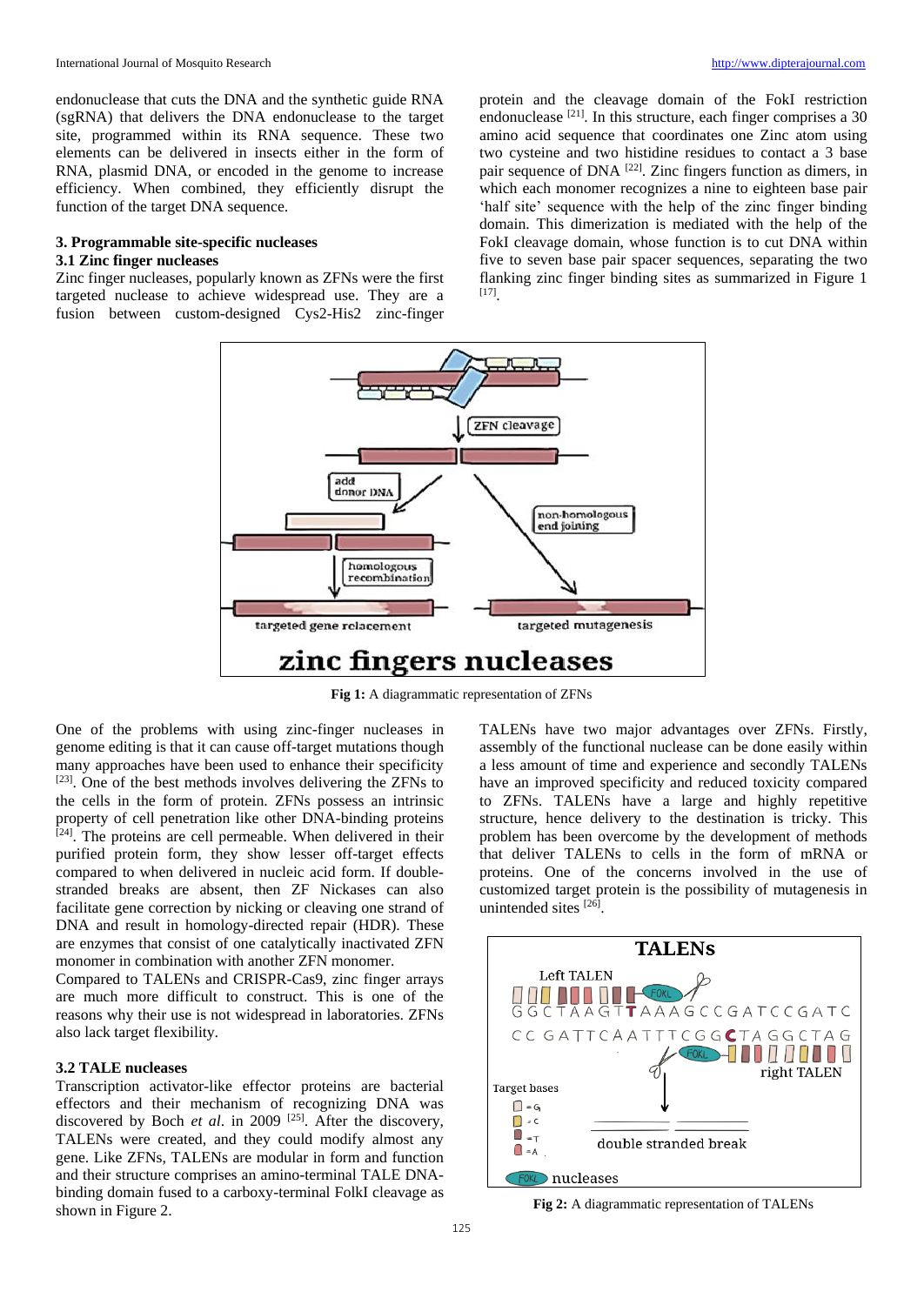endonuclease that cuts the DNA and the synthetic guide RNA (sgRNA) that delivers the DNA endonuclease to the target site, programmed within its RNA sequence. These two elements can be delivered in insects either in the form of RNA, plasmid DNA, or encoded in the genome to increase efficiency. When combined, they efficiently disrupt the function of the target DNA sequence.

## 3. Programmable site-specific nucleases

### 3.1 Zinc finger nucleases

Zinc finger nucleases, popularly known as ZFNs were the first targeted nuclease to achieve widespread use. They are a fusion between custom-designed Cys2-His2 zinc-finger protein and the cleavage domain of the FokI restriction endonuclease [21]. In this structure, each finger comprises a 30 amino acid sequence that coordinates one Zinc atom using two cysteine and two histidine residues to contact a 3 base pair sequence of DNA [22]. Zinc fingers function as dimers, in which each monomer recognizes a nine to eighteen base pair 'half site' sequence with the help of the zinc finger binding domain. This dimerization is mediated with the help of the FokI cleavage domain, whose function is to cut DNA within five to seven base pair spacer sequences, separating the two flanking zinc finger binding sites as summarized in Figure 1 [17].

**Fig 1:** A diagrammatic representation of ZFNs

One of the problems with using zinc-finger nucleases in genome editing is that it can cause off-target mutations though many approaches have been used to enhance their specificity [23]. One of the best methods involves delivering the ZFNs to the cells in the form of protein. ZFNs possess an intrinsic property of cell penetration like other DNA-binding proteins [24]. The proteins are cell permeable. When delivered in their purified protein form, they show lesser off-target effects compared to when delivered in nucleic acid form. If double-stranded breaks are absent, then ZF Nickases can also facilitate gene correction by nicking or cleaving one strand of DNA and result in homology-directed repair (HDR). These are enzymes that consist of one catalytically inactivated ZFN monomer in combination with another ZFN monomer.

Compared to TALENs and CRISPR-Cas9, zinc finger arrays are much more difficult to construct. This is one of the reasons why their use is not widespread in laboratories. ZFNs also lack target flexibility.

### 3.2 TALE nucleases

Transcription activator-like effector proteins are bacterial effectors and their mechanism of recognizing DNA was discovered by Boch *et al*. in 2009 [25]. After the discovery, TALENs were created, and they could modify almost any gene. Like ZFNs, TALENs are modular in form and function and their structure comprises an amino-terminal TALE DNA-binding domain fused to a carboxy-terminal FokI cleavage as shown in Figure 2.

TALENs have two major advantages over ZFNs. Firstly, assembly of the functional nuclease can be done easily within a less amount of time and experience and secondly TALENs have an improved specificity and reduced toxicity compared to ZFNs. TALENs have a large and highly repetitive structure, hence delivery to the destination is tricky. This problem has been overcome by the development of methods that deliver TALENs to cells in the form of mRNA or proteins. One of the concerns involved in the use of customized target protein is the possibility of mutagenesis in unintended sites [26].

**Fig 2:** A diagrammatic representation of TALENs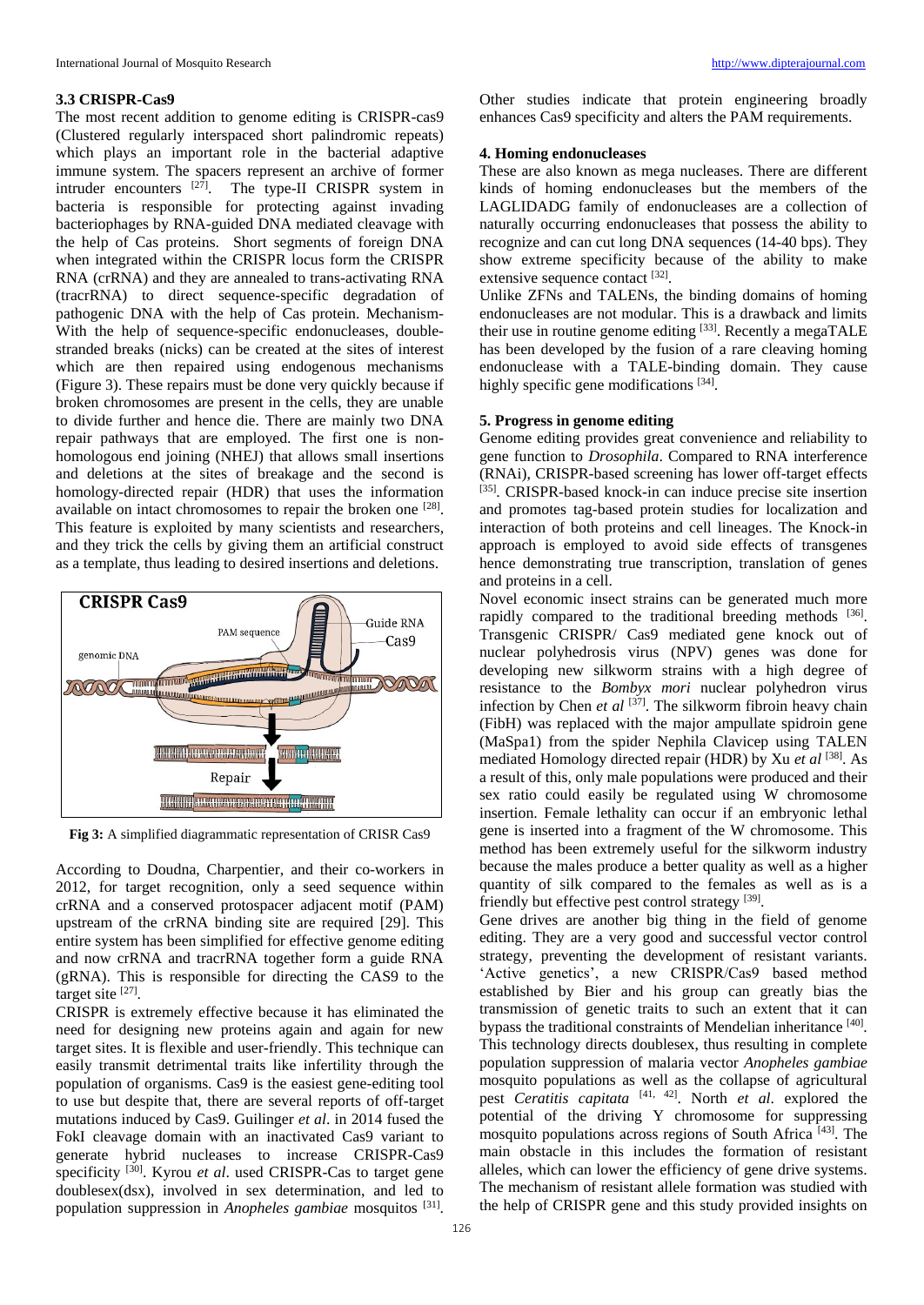### 3.3 CRISPR-Cas9

The most recent addition to genome editing is CRISPR-cas9 (Clustered regularly interspaced short palindromic repeats) which plays an important role in the bacterial adaptive immune system. The spacers represent an archive of former intruder encounters [27]. The type-II CRISPR system in bacteria is responsible for protecting against invading bacteriophages by RNA-guided DNA mediated cleavage with the help of Cas proteins. Short segments of foreign DNA when integrated within the CRISPR locus form the CRISPR RNA (crRNA) and they are annealed to trans-activating RNA (tracrRNA) to direct sequence-specific degradation of pathogenic DNA with the help of Cas protein. Mechanism- With the help of sequence-specific endonucleases, double-stranded breaks (nicks) can be created at the sites of interest which are then repaired using endogenous mechanisms (Figure 3). These repairs must be done very quickly because if broken chromosomes are present in the cells, they are unable to divide further and hence die. There are mainly two DNA repair pathways that are employed. The first one is non-homologous end joining (NHEJ) that allows small insertions and deletions at the sites of breakage and the second is homology-directed repair (HDR) that uses the information available on intact chromosomes to repair the broken one [28]. This feature is exploited by many scientists and researchers, and they trick the cells by giving them an artificial construct as a template, thus leading to desired insertions and deletions.

**Fig 3:** A simplified diagrammatic representation of CRISR Cas9

According to Doudna, Charpentier, and their co-workers in 2012, for target recognition, only a seed sequence within crRNA and a conserved protospacer adjacent motif (PAM) upstream of the crRNA binding site are required [29]. This entire system has been simplified for effective genome editing and now crRNA and tracrRNA together form a guide RNA (gRNA). This is responsible for directing the CAS9 to the target site [27].

CRISPR is extremely effective because it has eliminated the need for designing new proteins again and again for new target sites. It is flexible and user-friendly. This technique can easily transmit detrimental traits like infertility through the population of organisms. Cas9 is the easiest gene-editing tool to use but despite that, there are several reports of off-target mutations induced by Cas9. Guilinger *et al*. in 2014 fused the FokI cleavage domain with an inactivated Cas9 variant to generate hybrid nucleases to increase CRISPR-Cas9 specificity [30]. Kyrou *et al*. used CRISPR-Cas to target gene doublesex(dsx), involved in sex determination, and led to population suppression in *Anopheles gambiae* mosquitos [31]. Other studies indicate that protein engineering broadly enhances Cas9 specificity and alters the PAM requirements.

### 4. Homing endonucleases

These are also known as mega nucleases. There are different kinds of homing endonucleases but the members of the LAGLIDADG family of endonucleases are a collection of naturally occurring endonucleases that possess the ability to recognize and can cut long DNA sequences (14-40 bps). They show extreme specificity because of the ability to make extensive sequence contact [32].

Unlike ZFNs and TALENs, the binding domains of homing endonucleases are not modular. This is a drawback and limits their use in routine genome editing [33]. Recently a megaTALE has been developed by the fusion of a rare cleaving homing endonuclease with a TALE-binding domain. They cause highly specific gene modifications [34].

### 5. Progress in genome editing

Genome editing provides great convenience and reliability to gene function to *Drosophila*. Compared to RNA interference (RNAi), CRISPR-based screening has lower off-target effects [35]. CRISPR-based knock-in can induce precise site insertion and promotes tag-based protein studies for localization and interaction of both proteins and cell lineages. The Knock-in approach is employed to avoid side effects of transgenes hence demonstrating true transcription, translation of genes and proteins in a cell.

Novel economic insect strains can be generated much more rapidly compared to the traditional breeding methods [36]. Transgenic CRISPR/ Cas9 mediated gene knock out of nuclear polyhedrosis virus (NPV) genes was done for developing new silkworm strains with a high degree of resistance to the *Bombyx mori* nuclear polyhedron virus infection by Chen *et al* [37]. The silkworm fibroin heavy chain (FibH) was replaced with the major ampullate spidroin gene (MaSpa1) from the spider Nephila Clavicep using TALEN mediated Homology directed repair (HDR) by Xu *et al* [38]. As a result of this, only male populations were produced and their sex ratio could easily be regulated using W chromosome insertion. Female lethality can occur if an embryonic lethal gene is inserted into a fragment of the W chromosome. This method has been extremely useful for the silkworm industry because the males produce a better quality as well as a higher quantity of silk compared to the females as well as is a friendly but effective pest control strategy [39].

Gene drives are another big thing in the field of genome editing. They are a very good and successful vector control strategy, preventing the development of resistant variants. 'Active genetics', a new CRISPR/Cas9 based method established by Bier and his group can greatly bias the transmission of genetic traits to such an extent that it can bypass the traditional constraints of Mendelian inheritance [40]. This technology directs doublesex, thus resulting in complete population suppression of malaria vector *Anopheles gambiae* mosquito populations as well as the collapse of agricultural pest *Ceratitis capitata* [41, 42]. North *et al*. explored the potential of the driving Y chromosome for suppressing mosquito populations across regions of South Africa [43]. The main obstacle in this includes the formation of resistant alleles, which can lower the efficiency of gene drive systems. The mechanism of resistant allele formation was studied with the help of CRISPR gene and this study provided insights on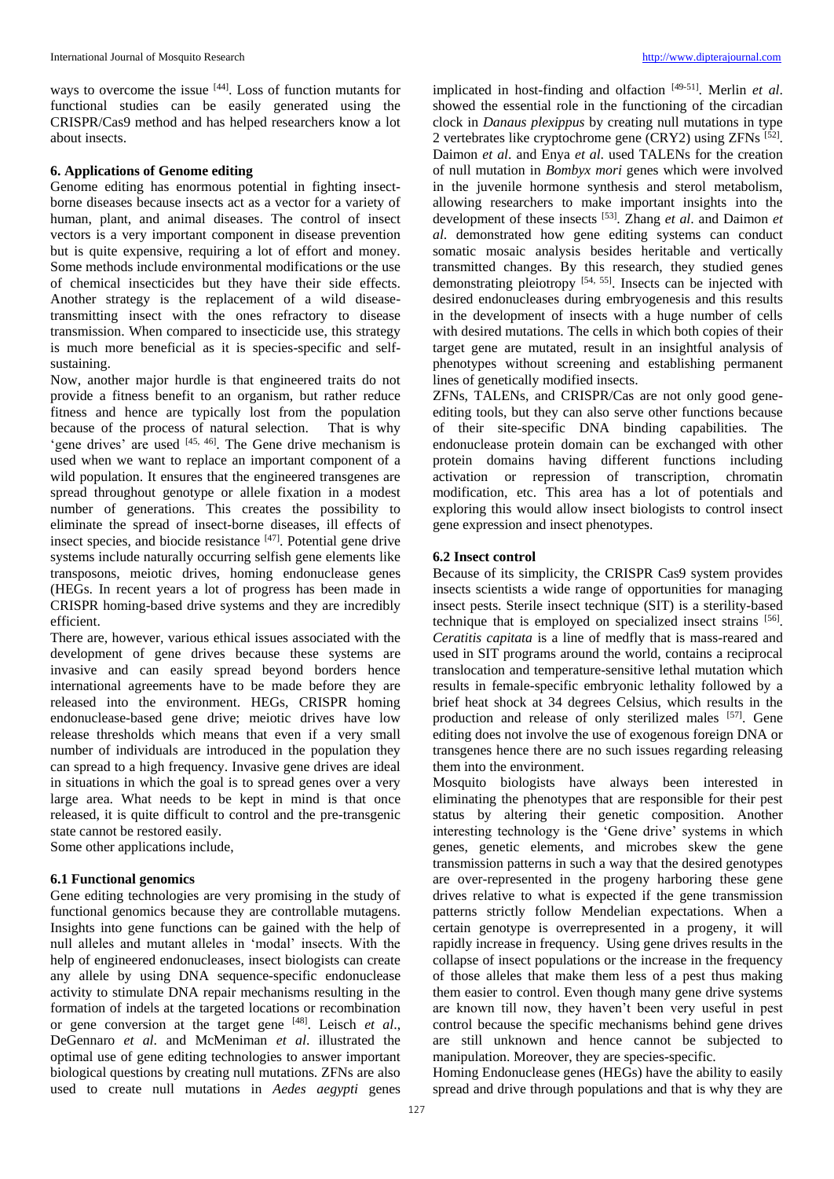ways to overcome the issue [44]. Loss of function mutants for functional studies can be easily generated using the CRISPR/Cas9 method and has helped researchers know a lot about insects.

## 6. Applications of Genome editing

Genome editing has enormous potential in fighting insect-borne diseases because insects act as a vector for a variety of human, plant, and animal diseases. The control of insect vectors is a very important component in disease prevention but is quite expensive, requiring a lot of effort and money. Some methods include environmental modifications or the use of chemical insecticides but they have their side effects. Another strategy is the replacement of a wild disease-transmitting insect with the ones refractory to disease transmission. When compared to insecticide use, this strategy is much more beneficial as it is species-specific and self-sustaining.

Now, another major hurdle is that engineered traits do not provide a fitness benefit to an organism, but rather reduce fitness and hence are typically lost from the population because of the process of natural selection. That is why 'gene drives' are used [45, 46]. The Gene drive mechanism is used when we want to replace an important component of a wild population. It ensures that the engineered transgenes are spread throughout genotype or allele fixation in a modest number of generations. This creates the possibility to eliminate the spread of insect-borne diseases, ill effects of insect species, and biocide resistance [47]. Potential gene drive systems include naturally occurring selfish gene elements like transposons, meiotic drives, homing endonuclease genes (HEGs. In recent years a lot of progress has been made in CRISPR homing-based drive systems and they are incredibly efficient.

There are, however, various ethical issues associated with the development of gene drives because these systems are invasive and can easily spread beyond borders hence international agreements have to be made before they are released into the environment. HEGs, CRISPR homing endonuclease-based gene drive; meiotic drives have low release thresholds which means that even if a very small number of individuals are introduced in the population they can spread to a high frequency. Invasive gene drives are ideal in situations in which the goal is to spread genes over a very large area. What needs to be kept in mind is that once released, it is quite difficult to control and the pre-transgenic state cannot be restored easily.

Some other applications include,

### 6.1 Functional genomics

Gene editing technologies are very promising in the study of functional genomics because they are controllable mutagens. Insights into gene functions can be gained with the help of null alleles and mutant alleles in 'modal' insects. With the help of engineered endonucleases, insect biologists can create any allele by using DNA sequence-specific endonuclease activity to stimulate DNA repair mechanisms resulting in the formation of indels at the targeted locations or recombination or gene conversion at the target gene [48]. Leisch *et al*., DeGennaro *et al*. and McMeniman *et al*. illustrated the optimal use of gene editing technologies to answer important biological questions by creating null mutations. ZFNs are also used to create null mutations in *Aedes aegypti* genes implicated in host-finding and olfaction [49-51]. Merlin *et al*. showed the essential role in the functioning of the circadian clock in *Danaus plexippus* by creating null mutations in type 2 vertebrates like cryptochrome gene (CRY2) using ZFNs [52]. Daimon *et al*. and Enya *et al*. used TALENs for the creation of null mutation in *Bombyx mori* genes which were involved in the juvenile hormone synthesis and sterol metabolism, allowing researchers to make important insights into the development of these insects [53]. Zhang *et al*. and Daimon *et al.* demonstrated how gene editing systems can conduct somatic mosaic analysis besides heritable and vertically transmitted changes. By this research, they studied genes demonstrating pleiotropy [54, 55]. Insects can be injected with desired endonucleases during embryogenesis and this results in the development of insects with a huge number of cells with desired mutations. The cells in which both copies of their target gene are mutated, result in an insightful analysis of phenotypes without screening and establishing permanent lines of genetically modified insects.

ZFNs, TALENs, and CRISPR/Cas are not only good gene-editing tools, but they can also serve other functions because of their site-specific DNA binding capabilities. The endonuclease protein domain can be exchanged with other protein domains having different functions including activation or repression of transcription, chromatin modification, etc. This area has a lot of potentials and exploring this would allow insect biologists to control insect gene expression and insect phenotypes.

### 6.2 Insect control

Because of its simplicity, the CRISPR Cas9 system provides insects scientists a wide range of opportunities for managing insect pests. Sterile insect technique (SIT) is a sterility-based technique that is employed on specialized insect strains [56]. *Ceratitis capitata* is a line of medfly that is mass-reared and used in SIT programs around the world, contains a reciprocal translocation and temperature-sensitive lethal mutation which results in female-specific embryonic lethality followed by a brief heat shock at 34 degrees Celsius, which results in the production and release of only sterilized males [57]. Gene editing does not involve the use of exogenous foreign DNA or transgenes hence there are no such issues regarding releasing them into the environment.

Mosquito biologists have always been interested in eliminating the phenotypes that are responsible for their pest status by altering their genetic composition. Another interesting technology is the 'Gene drive' systems in which genes, genetic elements, and microbes skew the gene transmission patterns in such a way that the desired genotypes are over-represented in the progeny harboring these gene drives relative to what is expected if the gene transmission patterns strictly follow Mendelian expectations. When a certain genotype is overrepresented in a progeny, it will rapidly increase in frequency. Using gene drives results in the collapse of insect populations or the increase in the frequency of those alleles that make them less of a pest thus making them easier to control. Even though many gene drive systems are known till now, they haven't been very useful in pest control because the specific mechanisms behind gene drives are still unknown and hence cannot be subjected to manipulation. Moreover, they are species-specific.

Homing Endonuclease genes (HEGs) have the ability to easily spread and drive through populations and that is why they are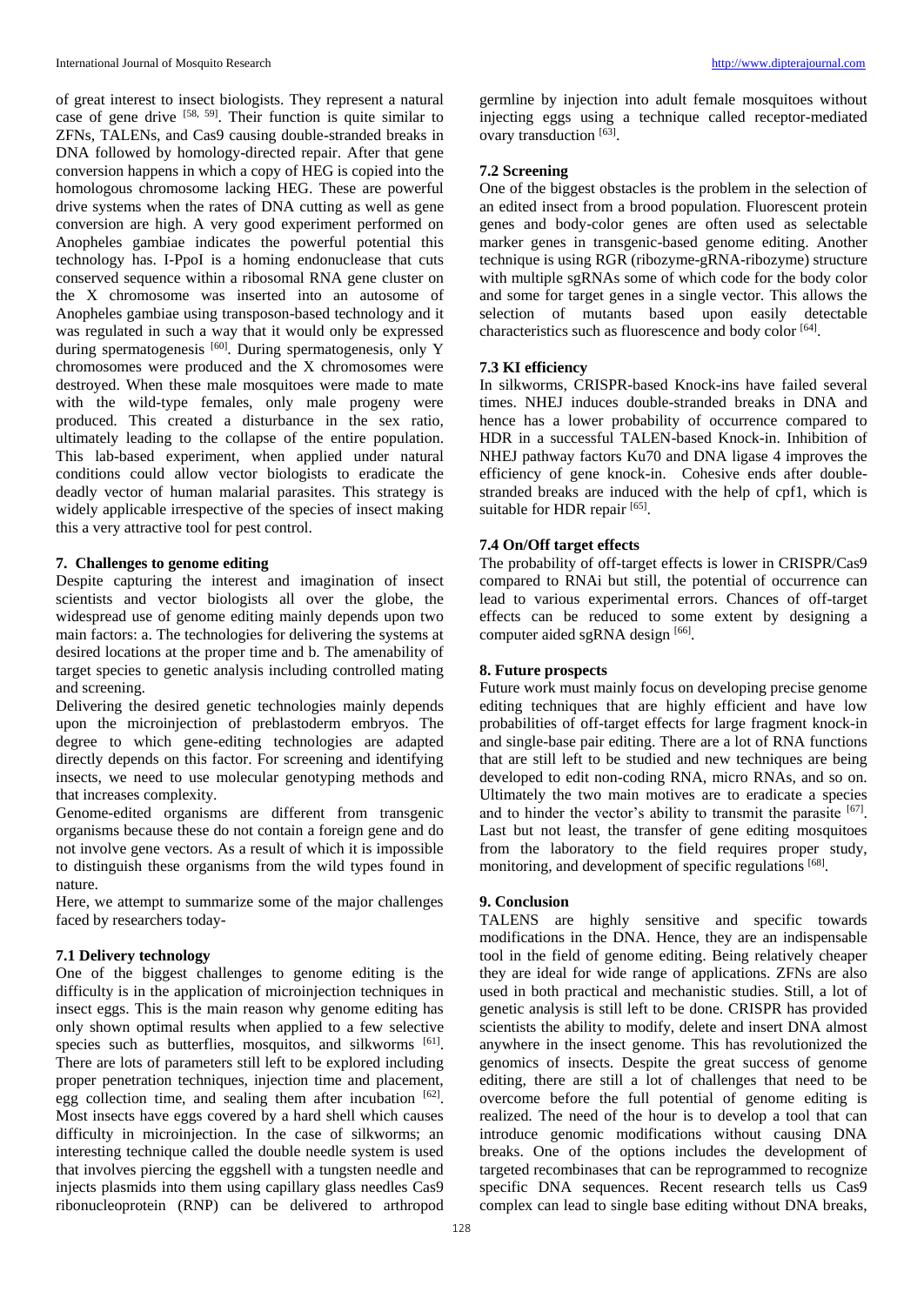of great interest to insect biologists. They represent a natural case of gene drive [58, 59]. Their function is quite similar to ZFNs, TALENs, and Cas9 causing double-stranded breaks in DNA followed by homology-directed repair. After that gene conversion happens in which a copy of HEG is copied into the homologous chromosome lacking HEG. These are powerful drive systems when the rates of DNA cutting as well as gene conversion are high. A very good experiment performed on Anopheles gambiae indicates the powerful potential this technology has. I-PpoI is a homing endonuclease that cuts conserved sequence within a ribosomal RNA gene cluster on the X chromosome was inserted into an autosome of Anopheles gambiae using transposon-based technology and it was regulated in such a way that it would only be expressed during spermatogenesis [60]. During spermatogenesis, only Y chromosomes were produced and the X chromosomes were destroyed. When these male mosquitoes were made to mate with the wild-type females, only male progeny were produced. This created a disturbance in the sex ratio, ultimately leading to the collapse of the entire population. This lab-based experiment, when applied under natural conditions could allow vector biologists to eradicate the deadly vector of human malarial parasites. This strategy is widely applicable irrespective of the species of insect making this a very attractive tool for pest control.

## 7. Challenges to genome editing

Despite capturing the interest and imagination of insect scientists and vector biologists all over the globe, the widespread use of genome editing mainly depends upon two main factors: a. The technologies for delivering the systems at desired locations at the proper time and b. The amenability of target species to genetic analysis including controlled mating and screening.

Delivering the desired genetic technologies mainly depends upon the microinjection of preblastoderm embryos. The degree to which gene-editing technologies are adapted directly depends on this factor. For screening and identifying insects, we need to use molecular genotyping methods and that increases complexity.

Genome-edited organisms are different from transgenic organisms because these do not contain a foreign gene and do not involve gene vectors. As a result of which it is impossible to distinguish these organisms from the wild types found in nature.

Here, we attempt to summarize some of the major challenges faced by researchers today-

### 7.1 Delivery technology

One of the biggest challenges to genome editing is the difficulty is in the application of microinjection techniques in insect eggs. This is the main reason why genome editing has only shown optimal results when applied to a few selective species such as butterflies, mosquitos, and silkworms [61]. There are lots of parameters still left to be explored including proper penetration techniques, injection time and placement, egg collection time, and sealing them after incubation [62]. Most insects have eggs covered by a hard shell which causes difficulty in microinjection. In the case of silkworms; an interesting technique called the double needle system is used that involves piercing the eggshell with a tungsten needle and injects plasmids into them using capillary glass needles Cas9 ribonucleoprotein (RNP) can be delivered to arthropod germline by injection into adult female mosquitoes without injecting eggs using a technique called receptor-mediated ovary transduction [63].

### 7.2 Screening

One of the biggest obstacles is the problem in the selection of an edited insect from a brood population. Fluorescent protein genes and body-color genes are often used as selectable marker genes in transgenic-based genome editing. Another technique is using RGR (ribozyme-gRNA-ribozyme) structure with multiple sgRNAs some of which code for the body color and some for target genes in a single vector. This allows the selection of mutants based upon easily detectable characteristics such as fluorescence and body color [64].

### 7.3 KI efficiency

In silkworms, CRISPR-based Knock-ins have failed several times. NHEJ induces double-stranded breaks in DNA and hence has a lower probability of occurrence compared to HDR in a successful TALEN-based Knock-in. Inhibition of NHEJ pathway factors Ku70 and DNA ligase 4 improves the efficiency of gene knock-in. Cohesive ends after double-stranded breaks are induced with the help of cpf1, which is suitable for HDR repair [65].

### 7.4 On/Off target effects

The probability of off-target effects is lower in CRISPR/Cas9 compared to RNAi but still, the potential of occurrence can lead to various experimental errors. Chances of off-target effects can be reduced to some extent by designing a computer aided sgRNA design [66].

## 8. Future prospects

Future work must mainly focus on developing precise genome editing techniques that are highly efficient and have low probabilities of off-target effects for large fragment knock-in and single-base pair editing. There are a lot of RNA functions that are still left to be studied and new techniques are being developed to edit non-coding RNA, micro RNAs, and so on. Ultimately the two main motives are to eradicate a species and to hinder the vector's ability to transmit the parasite [67]. Last but not least, the transfer of gene editing mosquitoes from the laboratory to the field requires proper study, monitoring, and development of specific regulations [68].

## 9. Conclusion

TALENS are highly sensitive and specific towards modifications in the DNA. Hence, they are an indispensable tool in the field of genome editing. Being relatively cheaper they are ideal for wide range of applications. ZFNs are also used in both practical and mechanistic studies. Still, a lot of genetic analysis is still left to be done. CRISPR has provided scientists the ability to modify, delete and insert DNA almost anywhere in the insect genome. This has revolutionized the genomics of insects. Despite the great success of genome editing, there are still a lot of challenges that need to be overcome before the full potential of genome editing is realized. The need of the hour is to develop a tool that can introduce genomic modifications without causing DNA breaks. One of the options includes the development of targeted recombinases that can be reprogrammed to recognize specific DNA sequences. Recent research tells us Cas9 complex can lead to single base editing without DNA breaks,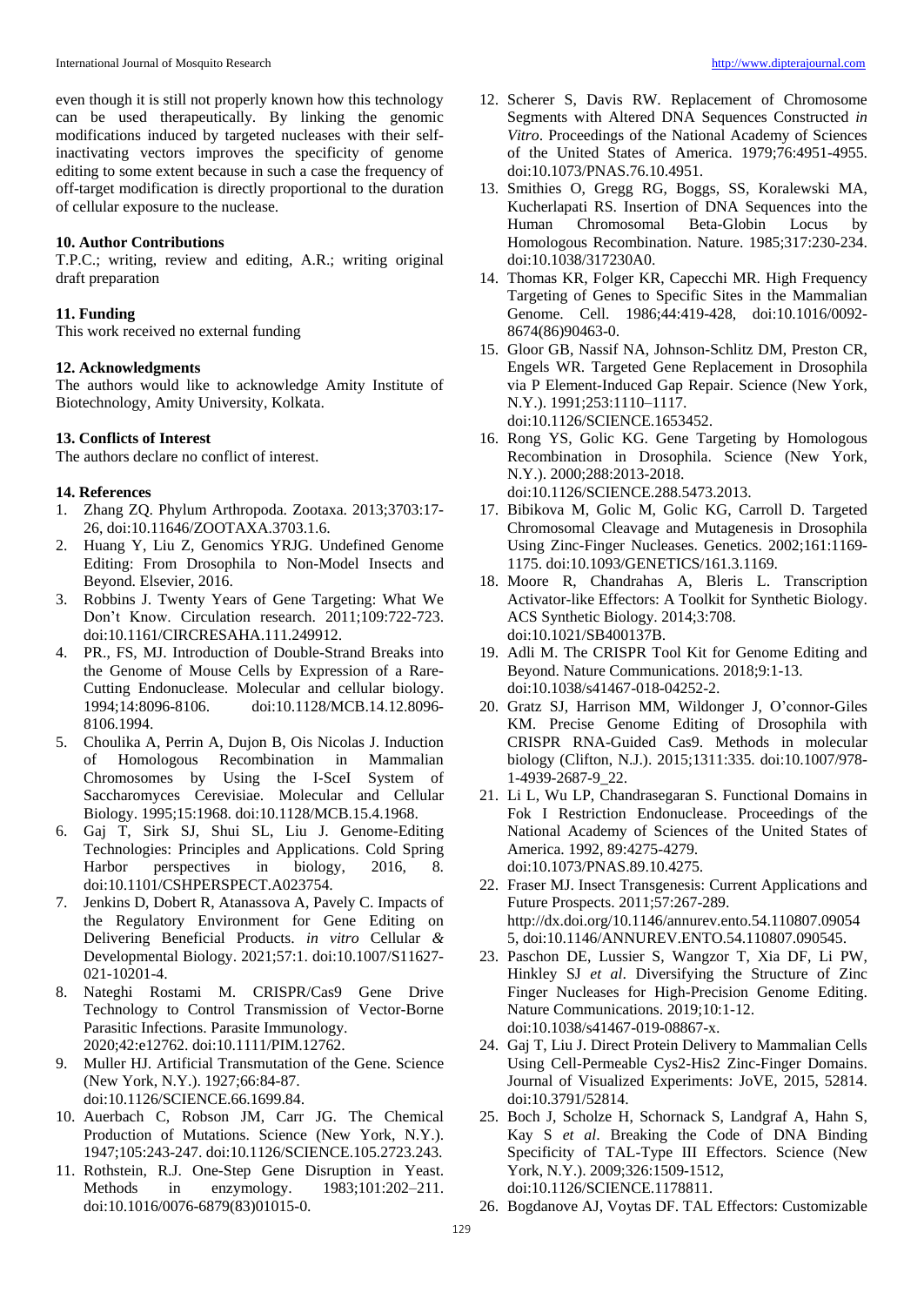even though it is still not properly known how this technology can be used therapeutically. By linking the genomic modifications induced by targeted nucleases with their self-inactivating vectors improves the specificity of genome editing to some extent because in such a case the frequency of off-target modification is directly proportional to the duration of cellular exposure to the nuclease.

## 10. Author Contributions

T.P.C.; writing, review and editing, A.R.; writing original draft preparation

## 11. Funding

This work received no external funding

## 12. Acknowledgments

The authors would like to acknowledge Amity Institute of Biotechnology, Amity University, Kolkata.

## 13. Conflicts of Interest

The authors declare no conflict of interest.

## 14. References

1. Zhang ZQ. Phylum Arthropoda. Zootaxa. 2013;3703:17-26, doi:10.11646/ZOOTAXA.3703.1.6.
2. Huang Y, Liu Z, Genomics YRJG. Undefined Genome Editing: From Drosophila to Non-Model Insects and Beyond. Elsevier, 2016.
3. Robbins J. Twenty Years of Gene Targeting: What We Don't Know. Circulation research. 2011;109:722-723. doi:10.1161/CIRCRESAHA.111.249912.
4. PR., FS, MJ. Introduction of Double-Strand Breaks into the Genome of Mouse Cells by Expression of a Rare-Cutting Endonuclease. Molecular and cellular biology. 1994;14:8096-8106. doi:10.1128/MCB.14.12.8096-8106.1994.
5. Choulika A, Perrin A, Dujon B, Ois Nicolas J. Induction of Homologous Recombination in Mammalian Chromosomes by Using the I-SceI System of Saccharomyces Cerevisiae. Molecular and Cellular Biology. 1995;15:1968. doi:10.1128/MCB.15.4.1968.
6. Gaj T, Sirk SJ, Shui SL, Liu J. Genome-Editing Technologies: Principles and Applications. Cold Spring Harbor perspectives in biology, 2016, 8. doi:10.1101/CSHPERSPECT.A023754.
7. Jenkins D, Dobert R, Atanassova A, Pavely C. Impacts of the Regulatory Environment for Gene Editing on Delivering Beneficial Products. *in vitro* Cellular *&* Developmental Biology. 2021;57:1. doi:10.1007/S11627-021-10201-4.
8. Nateghi Rostami M. CRISPR/Cas9 Gene Drive Technology to Control Transmission of Vector-Borne Parasitic Infections. Parasite Immunology. 2020;42:e12762. doi:10.1111/PIM.12762.
9. Muller HJ. Artificial Transmutation of the Gene. Science (New York, N.Y.). 1927;66:84-87. doi:10.1126/SCIENCE.66.1699.84.
10. Auerbach C, Robson JM, Carr JG. The Chemical Production of Mutations. Science (New York, N.Y.). 1947;105:243-247. doi:10.1126/SCIENCE.105.2723.243.
11. Rothstein, R.J. One-Step Gene Disruption in Yeast. Methods in enzymology. 1983;101:202–211. doi:10.1016/0076-6879(83)01015-0.
12. Scherer S, Davis RW. Replacement of Chromosome Segments with Altered DNA Sequences Constructed *in Vitro*. Proceedings of the National Academy of Sciences of the United States of America. 1979;76:4951-4955. doi:10.1073/PNAS.76.10.4951.
13. Smithies O, Gregg RG, Boggs, SS, Koralewski MA, Kucherlapati RS. Insertion of DNA Sequences into the Human Chromosomal Beta-Globin Locus by Homologous Recombination. Nature. 1985;317:230-234. doi:10.1038/317230A0.
14. Thomas KR, Folger KR, Capecchi MR. High Frequency Targeting of Genes to Specific Sites in the Mammalian Genome. Cell. 1986;44:419-428, doi:10.1016/0092-8674(86)90463-0.
15. Gloor GB, Nassif NA, Johnson-Schlitz DM, Preston CR, Engels WR. Targeted Gene Replacement in Drosophila via P Element-Induced Gap Repair. Science (New York, N.Y.). 1991;253:1110–1117. doi:10.1126/SCIENCE.1653452.
16. Rong YS, Golic KG. Gene Targeting by Homologous Recombination in Drosophila. Science (New York, N.Y.). 2000;288:2013-2018. doi:10.1126/SCIENCE.288.5473.2013.
17. Bibikova M, Golic M, Golic KG, Carroll D. Targeted Chromosomal Cleavage and Mutagenesis in Drosophila Using Zinc-Finger Nucleases. Genetics. 2002;161:1169-1175. doi:10.1093/GENETICS/161.3.1169.
18. Moore R, Chandrahas A, Bleris L. Transcription Activator-like Effectors: A Toolkit for Synthetic Biology. ACS Synthetic Biology. 2014;3:708. doi:10.1021/SB400137B.
19. Adli M. The CRISPR Tool Kit for Genome Editing and Beyond. Nature Communications. 2018;9:1-13. doi:10.1038/s41467-018-04252-2.
20. Gratz SJ, Harrison MM, Wildonger J, O'connor-Giles KM. Precise Genome Editing of Drosophila with CRISPR RNA-Guided Cas9. Methods in molecular biology (Clifton, N.J.). 2015;1311:335. doi:10.1007/978-1-4939-2687-9_22.
21. Li L, Wu LP, Chandrasegaran S. Functional Domains in Fok I Restriction Endonuclease. Proceedings of the National Academy of Sciences of the United States of America. 1992, 89:4275-4279. doi:10.1073/PNAS.89.10.4275.
22. Fraser MJ. Insect Transgenesis: Current Applications and Future Prospects. 2011;57:267-289. http://dx.doi.org/10.1146/annurev.ento.54.110807.090545, doi:10.1146/ANNUREV.ENTO.54.110807.090545.
23. Paschon DE, Lussier S, Wangzor T, Xia DF, Li PW, Hinkley SJ *et al*. Diversifying the Structure of Zinc Finger Nucleases for High-Precision Genome Editing. Nature Communications. 2019;10:1-12. doi:10.1038/s41467-019-08867-x.
24. Gaj T, Liu J. Direct Protein Delivery to Mammalian Cells Using Cell-Permeable Cys2-His2 Zinc-Finger Domains. Journal of Visualized Experiments: JoVE, 2015, 52814. doi:10.3791/52814.
25. Boch J, Scholze H, Schornack S, Landgraf A, Hahn S, Kay S *et al*. Breaking the Code of DNA Binding Specificity of TAL-Type III Effectors. Science (New York, N.Y.). 2009;326:1509-1512, doi:10.1126/SCIENCE.1178811.
26. Bogdanove AJ, Voytas DF. TAL Effectors: Customizable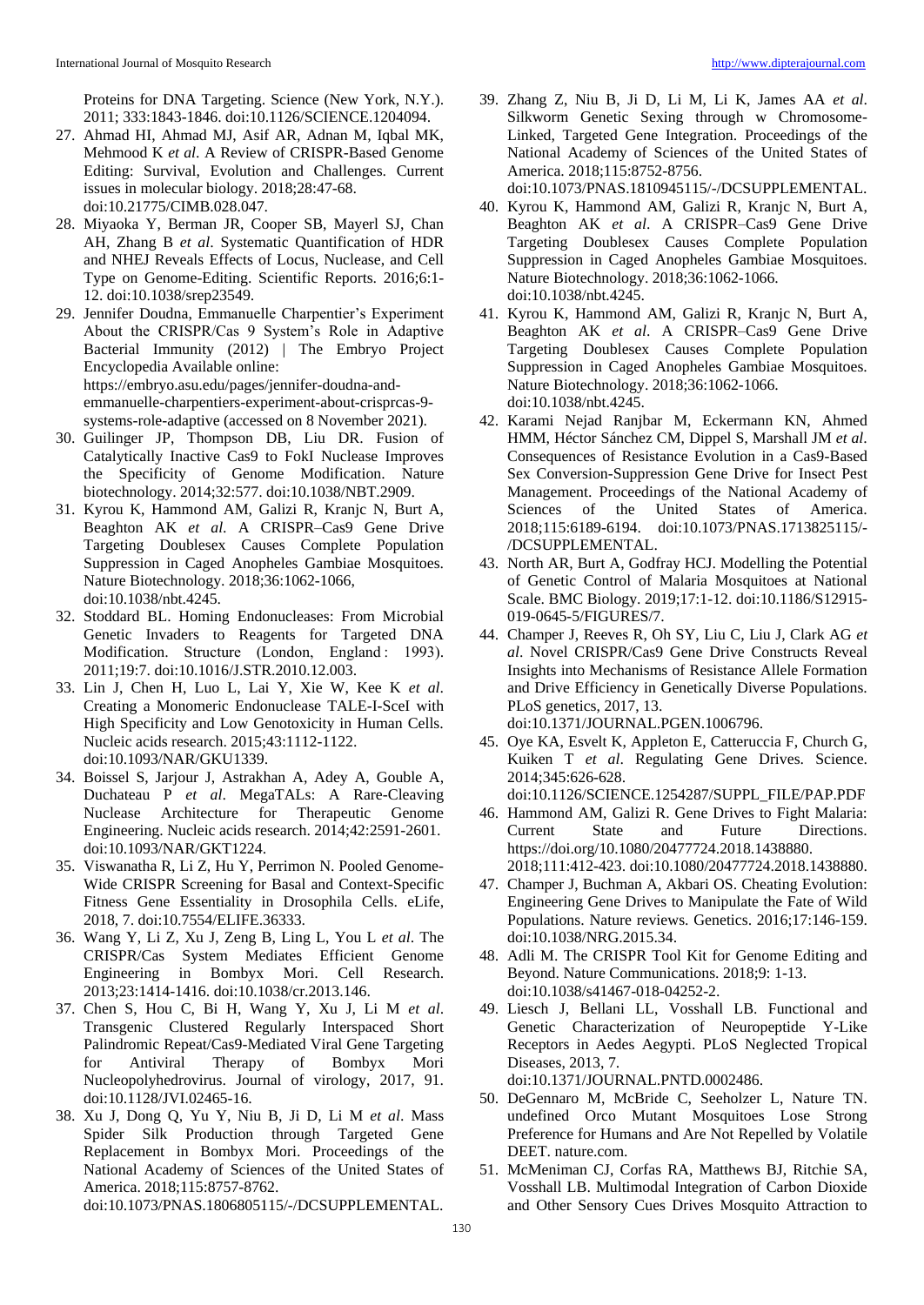Proteins for DNA Targeting. Science (New York, N.Y.). 2011; 333:1843-1846. doi:10.1126/SCIENCE.1204094.

27. Ahmad HI, Ahmad MJ, Asif AR, Adnan M, Iqbal MK, Mehmood K *et al*. A Review of CRISPR-Based Genome Editing: Survival, Evolution and Challenges. Current issues in molecular biology. 2018;28:47-68. doi:10.21775/CIMB.028.047.
28. Miyaoka Y, Berman JR, Cooper SB, Mayerl SJ, Chan AH, Zhang B *et al*. Systematic Quantification of HDR and NHEJ Reveals Effects of Locus, Nuclease, and Cell Type on Genome-Editing. Scientific Reports. 2016;6:1-12. doi:10.1038/srep23549.
29. Jennifer Doudna, Emmanuelle Charpentier's Experiment About the CRISPR/Cas 9 System's Role in Adaptive Bacterial Immunity (2012) | The Embryo Project Encyclopedia Available online: https://embryo.asu.edu/pages/jennifer-doudna-and-emmanuelle-charpentiers-experiment-about-crisprcas-9-systems-role-adaptive (accessed on 8 November 2021).
30. Guilinger JP, Thompson DB, Liu DR. Fusion of Catalytically Inactive Cas9 to FokI Nuclease Improves the Specificity of Genome Modification. Nature biotechnology. 2014;32:577. doi:10.1038/NBT.2909.
31. Kyrou K, Hammond AM, Galizi R, Kranjc N, Burt A, Beaghton AK *et al.* A CRISPR–Cas9 Gene Drive Targeting Doublesex Causes Complete Population Suppression in Caged Anopheles Gambiae Mosquitoes. Nature Biotechnology. 2018;36:1062-1066, doi:10.1038/nbt.4245.
32. Stoddard BL. Homing Endonucleases: From Microbial Genetic Invaders to Reagents for Targeted DNA Modification. Structure (London, England : 1993). 2011;19:7. doi:10.1016/J.STR.2010.12.003.
33. Lin J, Chen H, Luo L, Lai Y, Xie W, Kee K *et al*. Creating a Monomeric Endonuclease TALE-I-SceI with High Specificity and Low Genotoxicity in Human Cells. Nucleic acids research. 2015;43:1112-1122. doi:10.1093/NAR/GKU1339.
34. Boissel S, Jarjour J, Astrakhan A, Adey A, Gouble A, Duchateau P *et al*. MegaTALs: A Rare-Cleaving Nuclease Architecture for Therapeutic Genome Engineering. Nucleic acids research. 2014;42:2591-2601. doi:10.1093/NAR/GKT1224.
35. Viswanatha R, Li Z, Hu Y, Perrimon N. Pooled Genome-Wide CRISPR Screening for Basal and Context-Specific Fitness Gene Essentiality in Drosophila Cells. eLife, 2018, 7. doi:10.7554/ELIFE.36333.
36. Wang Y, Li Z, Xu J, Zeng B, Ling L, You L *et al*. The CRISPR/Cas System Mediates Efficient Genome Engineering in Bombyx Mori. Cell Research. 2013;23:1414-1416. doi:10.1038/cr.2013.146.
37. Chen S, Hou C, Bi H, Wang Y, Xu J, Li M *et al*. Transgenic Clustered Regularly Interspaced Short Palindromic Repeat/Cas9-Mediated Viral Gene Targeting for Antiviral Therapy of Bombyx Mori Nucleopolyhedrovirus. Journal of virology, 2017, 91. doi:10.1128/JVI.02465-16.
38. Xu J, Dong Q, Yu Y, Niu B, Ji D, Li M *et al*. Mass Spider Silk Production through Targeted Gene Replacement in Bombyx Mori. Proceedings of the National Academy of Sciences of the United States of America. 2018;115:8757-8762. doi:10.1073/PNAS.1806805115/-/DCSUPPLEMENTAL.
39. Zhang Z, Niu B, Ji D, Li M, Li K, James AA *et al*. Silkworm Genetic Sexing through w Chromosome-Linked, Targeted Gene Integration. Proceedings of the National Academy of Sciences of the United States of America. 2018;115:8752-8756. doi:10.1073/PNAS.1810945115/-/DCSUPPLEMENTAL.
40. Kyrou K, Hammond AM, Galizi R, Kranjc N, Burt A, Beaghton AK *et al*. A CRISPR–Cas9 Gene Drive Targeting Doublesex Causes Complete Population Suppression in Caged Anopheles Gambiae Mosquitoes. Nature Biotechnology. 2018;36:1062-1066. doi:10.1038/nbt.4245.
41. Kyrou K, Hammond AM, Galizi R, Kranjc N, Burt A, Beaghton AK *et al*. A CRISPR–Cas9 Gene Drive Targeting Doublesex Causes Complete Population Suppression in Caged Anopheles Gambiae Mosquitoes. Nature Biotechnology. 2018;36:1062-1066. doi:10.1038/nbt.4245.
42. Karami Nejad Ranjbar M, Eckermann KN, Ahmed HMM, Héctor Sánchez CM, Dippel S, Marshall JM *et al*. Consequences of Resistance Evolution in a Cas9-Based Sex Conversion-Suppression Gene Drive for Insect Pest Management. Proceedings of the National Academy of Sciences of the United States of America. 2018;115:6189-6194. doi:10.1073/PNAS.1713825115/-/DCSUPPLEMENTAL.
43. North AR, Burt A, Godfray HCJ. Modelling the Potential of Genetic Control of Malaria Mosquitoes at National Scale. BMC Biology. 2019;17:1-12. doi:10.1186/S12915-019-0645-5/FIGURES/7.
44. Champer J, Reeves R, Oh SY, Liu C, Liu J, Clark AG *et al*. Novel CRISPR/Cas9 Gene Drive Constructs Reveal Insights into Mechanisms of Resistance Allele Formation and Drive Efficiency in Genetically Diverse Populations. PLoS genetics, 2017, 13. doi:10.1371/JOURNAL.PGEN.1006796.
45. Oye KA, Esvelt K, Appleton E, Catteruccia F, Church G, Kuiken T *et al*. Regulating Gene Drives. Science. 2014;345:626-628. doi:10.1126/SCIENCE.1254287/SUPPL_FILE/PAP.PDF
46. Hammond AM, Galizi R. Gene Drives to Fight Malaria: Current State and Future Directions. https://doi.org/10.1080/20477724.2018.1438880. 2018;111:412-423. doi:10.1080/20477724.2018.1438880.
47. Champer J, Buchman A, Akbari OS. Cheating Evolution: Engineering Gene Drives to Manipulate the Fate of Wild Populations. Nature reviews. Genetics. 2016;17:146-159. doi:10.1038/NRG.2015.34.
48. Adli M. The CRISPR Tool Kit for Genome Editing and Beyond. Nature Communications. 2018;9: 1-13. doi:10.1038/s41467-018-04252-2.
49. Liesch J, Bellani LL, Vosshall LB. Functional and Genetic Characterization of Neuropeptide Y-Like Receptors in Aedes Aegypti. PLoS Neglected Tropical Diseases, 2013, 7. doi:10.1371/JOURNAL.PNTD.0002486.
50. DeGennaro M, McBride C, Seeholzer L, Nature TN. undefined Orco Mutant Mosquitoes Lose Strong Preference for Humans and Are Not Repelled by Volatile DEET. nature.com.
51. McMeniman CJ, Corfas RA, Matthews BJ, Ritchie SA, Vosshall LB. Multimodal Integration of Carbon Dioxide and Other Sensory Cues Drives Mosquito Attraction to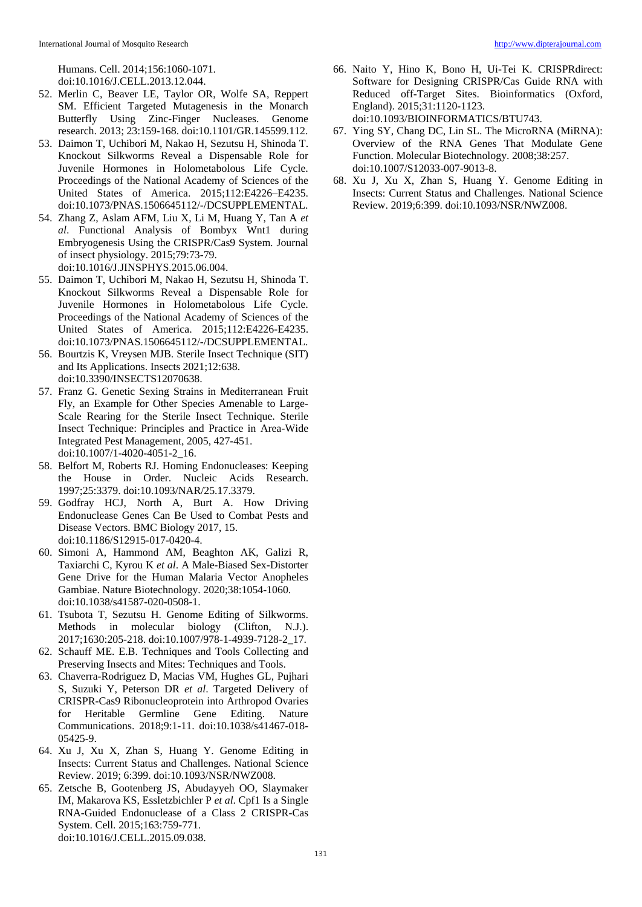Humans. Cell. 2014;156:1060-1071. doi:10.1016/J.CELL.2013.12.044.

52. Merlin C, Beaver LE, Taylor OR, Wolfe SA, Reppert SM. Efficient Targeted Mutagenesis in the Monarch Butterfly Using Zinc-Finger Nucleases. Genome research. 2013; 23:159-168. doi:10.1101/GR.145599.112.
53. Daimon T, Uchibori M, Nakao H, Sezutsu H, Shinoda T. Knockout Silkworms Reveal a Dispensable Role for Juvenile Hormones in Holometabolous Life Cycle. Proceedings of the National Academy of Sciences of the United States of America. 2015;112:E4226–E4235. doi:10.1073/PNAS.1506645112/-/DCSUPPLEMENTAL.
54. Zhang Z, Aslam AFM, Liu X, Li M, Huang Y, Tan A *et al*. Functional Analysis of Bombyx Wnt1 during Embryogenesis Using the CRISPR/Cas9 System. Journal of insect physiology. 2015;79:73-79. doi:10.1016/J.JINSPHYS.2015.06.004.
55. Daimon T, Uchibori M, Nakao H, Sezutsu H, Shinoda T. Knockout Silkworms Reveal a Dispensable Role for Juvenile Hormones in Holometabolous Life Cycle. Proceedings of the National Academy of Sciences of the United States of America. 2015;112:E4226-E4235. doi:10.1073/PNAS.1506645112/-/DCSUPPLEMENTAL.
56. Bourtzis K, Vreysen MJB. Sterile Insect Technique (SIT) and Its Applications. Insects 2021;12:638. doi:10.3390/INSECTS12070638.
57. Franz G. Genetic Sexing Strains in Mediterranean Fruit Fly, an Example for Other Species Amenable to Large-Scale Rearing for the Sterile Insect Technique. Sterile Insect Technique: Principles and Practice in Area-Wide Integrated Pest Management, 2005, 427-451. doi:10.1007/1-4020-4051-2_16.
58. Belfort M, Roberts RJ. Homing Endonucleases: Keeping the House in Order. Nucleic Acids Research. 1997;25:3379. doi:10.1093/NAR/25.17.3379.
59. Godfray HCJ, North A, Burt A. How Driving Endonuclease Genes Can Be Used to Combat Pests and Disease Vectors. BMC Biology 2017, 15. doi:10.1186/S12915-017-0420-4.
60. Simoni A, Hammond AM, Beaghton AK, Galizi R, Taxiarchi C, Kyrou K *et al*. A Male-Biased Sex-Distorter Gene Drive for the Human Malaria Vector Anopheles Gambiae. Nature Biotechnology. 2020;38:1054-1060. doi:10.1038/s41587-020-0508-1.
61. Tsubota T, Sezutsu H. Genome Editing of Silkworms. Methods in molecular biology (Clifton, N.J.). 2017;1630:205-218. doi:10.1007/978-1-4939-7128-2_17.
62. Schauff ME. E.B. Techniques and Tools Collecting and Preserving Insects and Mites: Techniques and Tools.
63. Chaverra-Rodriguez D, Macias VM, Hughes GL, Pujhari S, Suzuki Y, Peterson DR *et al*. Targeted Delivery of CRISPR-Cas9 Ribonucleoprotein into Arthropod Ovaries for Heritable Germline Gene Editing. Nature Communications. 2018;9:1-11. doi:10.1038/s41467-018-05425-9.
64. Xu J, Xu X, Zhan S, Huang Y. Genome Editing in Insects: Current Status and Challenges. National Science Review. 2019; 6:399. doi:10.1093/NSR/NWZ008.
65. Zetsche B, Gootenberg JS, Abudayyeh OO, Slaymaker IM, Makarova KS, Essletzbichler P *et al*. Cpf1 Is a Single RNA-Guided Endonuclease of a Class 2 CRISPR-Cas System. Cell. 2015;163:759-771. doi:10.1016/J.CELL.2015.09.038.
66. Naito Y, Hino K, Bono H, Ui-Tei K. CRISPRdirect: Software for Designing CRISPR/Cas Guide RNA with Reduced off-Target Sites. Bioinformatics (Oxford, England). 2015;31:1120-1123. doi:10.1093/BIOINFORMATICS/BTU743.
67. Ying SY, Chang DC, Lin SL. The MicroRNA (MiRNA): Overview of the RNA Genes That Modulate Gene Function. Molecular Biotechnology. 2008;38:257. doi:10.1007/S12033-007-9013-8.
68. Xu J, Xu X, Zhan S, Huang Y. Genome Editing in Insects: Current Status and Challenges. National Science Review. 2019;6:399. doi:10.1093/NSR/NWZ008.